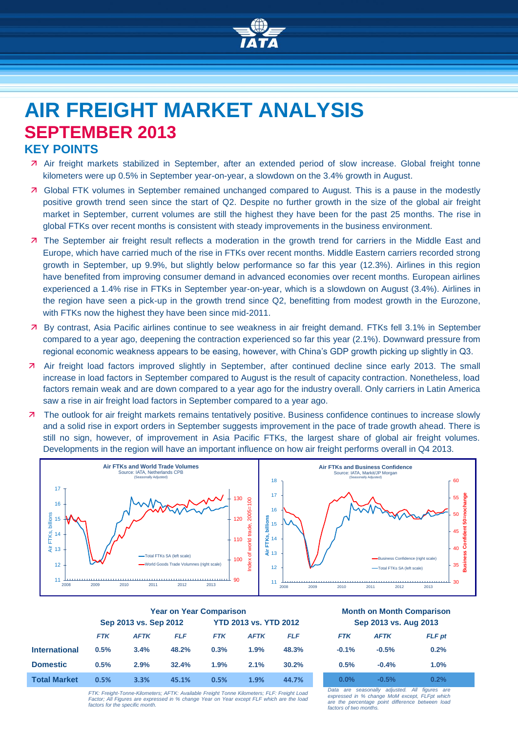# AIR FREIGHT MARKET ANALYSIS

## SEPTEMBER 2013

### KEY POINTS

- Air freight markets stabilized in September, after an extended period of slow increase. Global freight tonne kilometers were up 0.5% in September year-on-year, a slowdown on the 3.4% growth in August.
- Global FTK volumes in September remained unchanged compared to August. This is a pause in the modestly positive growth trend seen since the start of Q2. Despite no further growth in the size of the global air freight market in September, current volumes are still the highest they have been for the past 25 months. The rise in global FTKs over recent months is consistent with steady improvements in the business environment.
- The September air freight result reflects a moderation in the growth trend for carriers in the Middle East and Europe, which have carried much of the rise in FTKs over recent months. Middle Eastern carriers recorded strong growth in September, up 9.9%, but slightly below performance so far this year (12.3%). Airlines in this region have benefited from improving consumer demand in advanced economies over recent months. European airlines experienced a 1.4% rise in FTKs in September year-on-year, which is a slowdown on August (3.4%). Airlines in the region have seen a pick-up in the growth trend since Q2, benefitting from modest growth in the Eurozone, with FTKs now the highest they have been since mid-2011.
- By contrast, Asia Pacific airlines continue to see weakness in air freight demand. FTKs fell 3.1% in September compared to a year ago, deepening the contraction experienced so far this year (2.1%). Downward pressure from regional economic weakness appears to be easing, however, with China's GDP growth picking up slightly in Q3.
- Air freight load factors improved slightly in September, after continued decline since early 2013. The small increase in load factors in September compared to August is the result of capacity contraction. Nonetheless, load factors remain weak and are down compared to a year ago for the industry overall. Only carriers in Latin America saw a rise in air freight load factors in September compared to a year ago.
- The outlook for air freight markets remains tentatively positive. Business confidence continues to increase slowly and a solid rise in export orders in September suggests improvement in the pace of trade growth ahead. There is still no sign, however, of improvement in Asia Pacific FTKs, the largest share of global air freight volumes. Developments in the region will have an important influence on how air freight performs overall in Q4 2013.

Air FTKs and World Trade Volumes
Source: IATA, Netherlands CPB
(Seasonally Adjusted)
Air FTKs, billions
Index of world trade, 2005=100
Total FTKs SA (left scale)
World Goods Trade Volumes (right scale)

Air FTKs and Business Confidence
Source: IATA, Markit/JP Morgan
(Seasonally Adjusted)
Air FTKs, billions
Business Confident 50=nochange
Business Confidence (right scale)
Total FTKs SA (left scale)

| | Year on Year Comparison | | | | | | Month on Month Comparison | | |
|---|---|---|---|---|---|---|---|---|---|
| | Sep 2013 vs. Sep 2012 | | | YTD 2013 vs. YTD 2012 | | | Sep 2013 vs. Aug 2013 | | |
| | FTK | AFTK | FLF | FTK | AFTK | FLF | FTK | AFTK | FLF pt |
| **International** | 0.5% | 3.4% | 48.2% | 0.3% | 1.9% | 48.3% | -0.1% | -0.5% | 0.2% |
| **Domestic** | 0.5% | 2.9% | 32.4% | 1.9% | 2.1% | 30.2% | 0.5% | -0.4% | 1.0% |
| **Total Market** | 0.5% | 3.3% | 45.1% | 0.5% | 1.9% | 44.7% | 0.0% | -0.5% | 0.2% |

*FTK: Freight-Tonne-Kilometers; AFTK: Available Freight Tonne Kilometers; FLF: Freight Load Factor; All Figures are expressed in % change Year on Year except FLF which are the load factors for the specific month.*

*Data are seasonally adjusted. All figures are expressed in % change MoM except, FLFpt which are the percentage point difference between load factors of two months.*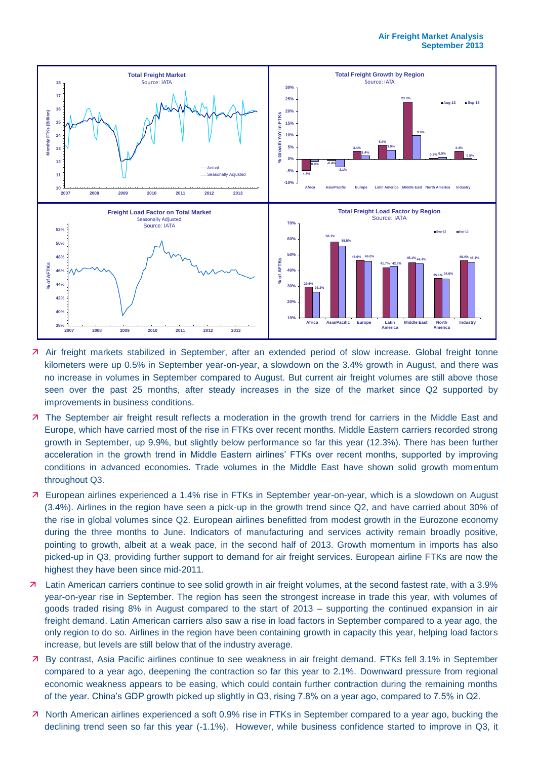Total Freight Market
Source: IATA

Monthly FTKs (Billion)
18
17
16
15
14
13
12
11
10
2007 2008 2009 2010 2011 2012 2013
Actual
Seasonally Adjusted

Total Freight Growth by Region
Source: IATA

% Growth YoY in FTKs
30% 25% 20% 15% 10% 5% 0% -5% -10%
Aug-13 Sep-13
Africa: -4.7% 0.8%
Asia/Pacific: -0.4% -3.1%
Europe: 3.4% 1.4%
Latin America: 5.9% 3.9%
Middle East: 23.8% 9.9%
North America: 0.5% 0.9%
Industry: 3.4% 0.5%

Freight Load Factor on Total Market
Seasonally Adjusted
Source: IATA

% of AFTKs
52% 50% 48% 46% 44% 42% 40% 38%
2007 2008 2009 2010 2011 2012 2013

Total Freight Load Factor by Region
Source: IATA

% of AFTKs
70% 60% 50% 40% 30% 20% 10%
Sep-12 Sep-13
Africa: 29.5% 26.3%
Asia/Pacific: 58.1% 55.5%
Europe: 46.6% 46.0%
Latin America: 41.7% 42.7%
Middle East: 45.1% 44.4%
North America: 35.1% 34.6%
Industry: 46.4% 45.1%

- Air freight markets stabilized in September, after an extended period of slow increase. Global freight tonne kilometers were up 0.5% in September year-on-year, a slowdown on the 3.4% growth in August, and there was no increase in volumes in September compared to August. But current air freight volumes are still above those seen over the past 25 months, after steady increases in the size of the market since Q2 supported by improvements in business conditions.
- The September air freight result reflects a moderation in the growth trend for carriers in the Middle East and Europe, which have carried most of the rise in FTKs over recent months. Middle Eastern carriers recorded strong growth in September, up 9.9%, but slightly below performance so far this year (12.3%). There has been further acceleration in the growth trend in Middle Eastern airlines' FTKs over recent months, supported by improving conditions in advanced economies. Trade volumes in the Middle East have shown solid growth momentum throughout Q3.
- European airlines experienced a 1.4% rise in FTKs in September year-on-year, which is a slowdown on August (3.4%). Airlines in the region have seen a pick-up in the growth trend since Q2, and have carried about 30% of the rise in global volumes since Q2. European airlines benefitted from modest growth in the Eurozone economy during the three months to June. Indicators of manufacturing and services activity remain broadly positive, pointing to growth, albeit at a weak pace, in the second half of 2013. Growth momentum in imports has also picked-up in Q3, providing further support to demand for air freight services. European airline FTKs are now the highest they have been since mid-2011.
- Latin American carriers continue to see solid growth in air freight volumes, at the second fastest rate, with a 3.9% year-on-year rise in September. The region has seen the strongest increase in trade this year, with volumes of goods traded rising 8% in August compared to the start of 2013 – supporting the continued expansion in air freight demand. Latin American carriers also saw a rise in load factors in September compared to a year ago, the only region to do so. Airlines in the region have been containing growth in capacity this year, helping load factors increase, but levels are still below that of the industry average.
- By contrast, Asia Pacific airlines continue to see weakness in air freight demand. FTKs fell 3.1% in September compared to a year ago, deepening the contraction so far this year to 2.1%. Downward pressure from regional economic weakness appears to be easing, which could contain further contraction during the remaining months of the year. China's GDP growth picked up slightly in Q3, rising 7.8% on a year ago, compared to 7.5% in Q2.
- North American airlines experienced a soft 0.9% rise in FTKs in September compared to a year ago, bucking the declining trend seen so far this year (-1.1%). However, while business confidence started to improve in Q3, it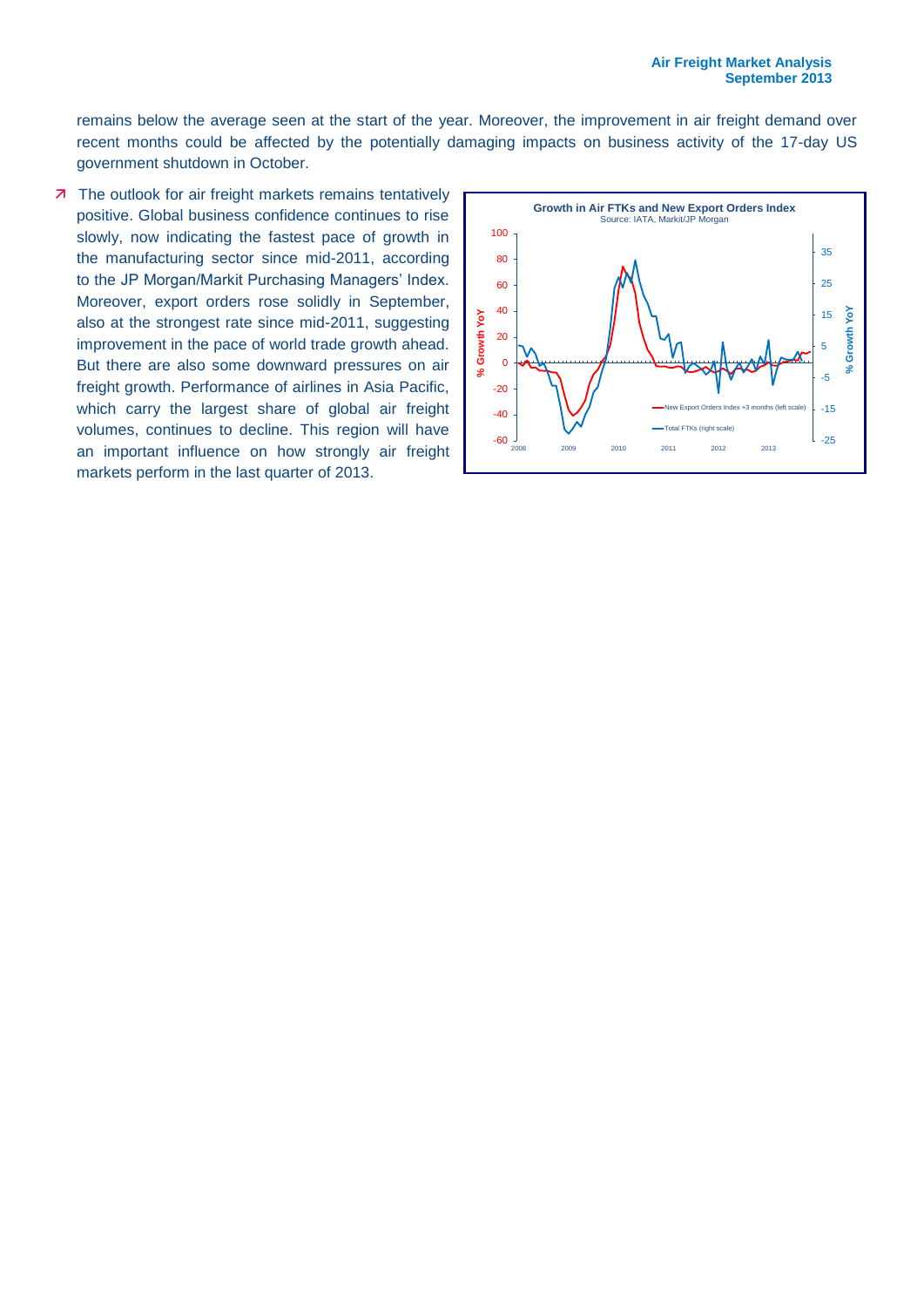remains below the average seen at the start of the year. Moreover, the improvement in air freight demand over recent months could be affected by the potentially damaging impacts on business activity of the 17-day US government shutdown in October.

- The outlook for air freight markets remains tentatively positive. Global business confidence continues to rise slowly, now indicating the fastest pace of growth in the manufacturing sector since mid-2011, according to the JP Morgan/Markit Purchasing Managers' Index. Moreover, export orders rose solidly in September, also at the strongest rate since mid-2011, suggesting improvement in the pace of world trade growth ahead. But there are also some downward pressures on air freight growth. Performance of airlines in Asia Pacific, which carry the largest share of global air freight volumes, continues to decline. This region will have an important influence on how strongly air freight markets perform in the last quarter of 2013.

**Growth in Air FTKs and New Export Orders Index**

Source: IATA, Markit/JP Morgan

% Growth YoY

100
80
60
40
20
0
-20
-40
-60

% Growth YoY

35
25
15
5
-5
-15
-25

2008 2009 2010 2011 2012 2013

New Export Orders Index +3 months (left scale)

Total FTKs (right scale)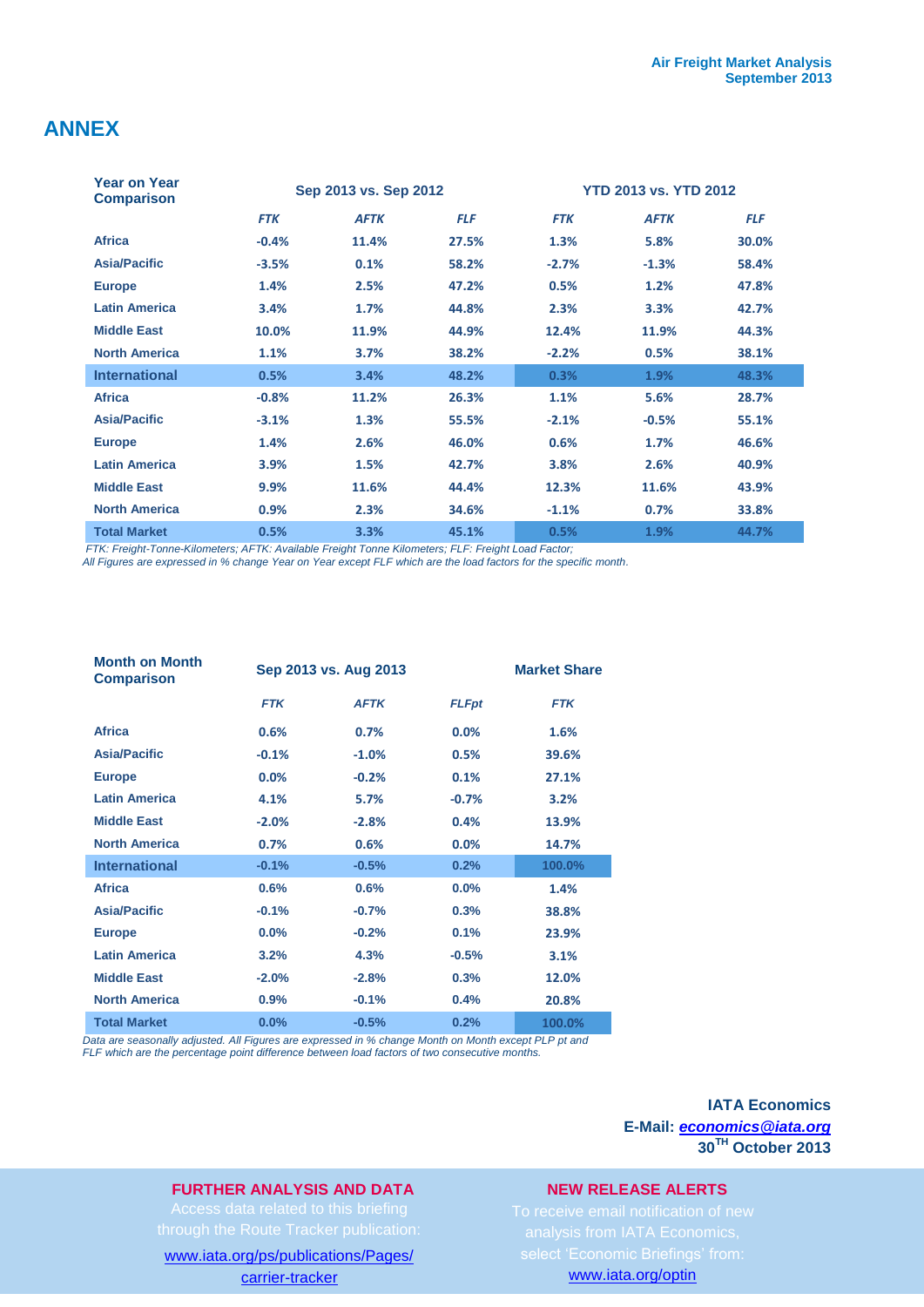# ANNEX

| Year on Year Comparison | Sep 2013 vs. Sep 2012 | | | YTD 2013 vs. YTD 2012 | | |
|---|---|---|---|---|---|---|
| | *FTK* | *AFTK* | *FLF* | *FTK* | *AFTK* | *FLF* |
| **Africa** | -0.4% | 11.4% | 27.5% | 1.3% | 5.8% | 30.0% |
| **Asia/Pacific** | -3.5% | 0.1% | 58.2% | -2.7% | -1.3% | 58.4% |
| **Europe** | 1.4% | 2.5% | 47.2% | 0.5% | 1.2% | 47.8% |
| **Latin America** | 3.4% | 1.7% | 44.8% | 2.3% | 3.3% | 42.7% |
| **Middle East** | 10.0% | 11.9% | 44.9% | 12.4% | 11.9% | 44.3% |
| **North America** | 1.1% | 3.7% | 38.2% | -2.2% | 0.5% | 38.1% |
| **International** | 0.5% | 3.4% | 48.2% | 0.3% | 1.9% | 48.3% |
| **Africa** | -0.8% | 11.2% | 26.3% | 1.1% | 5.6% | 28.7% |
| **Asia/Pacific** | -3.1% | 1.3% | 55.5% | -2.1% | -0.5% | 55.1% |
| **Europe** | 1.4% | 2.6% | 46.0% | 0.6% | 1.7% | 46.6% |
| **Latin America** | 3.9% | 1.5% | 42.7% | 3.8% | 2.6% | 40.9% |
| **Middle East** | 9.9% | 11.6% | 44.4% | 12.3% | 11.6% | 43.9% |
| **North America** | 0.9% | 2.3% | 34.6% | -1.1% | 0.7% | 33.8% |
| **Total Market** | 0.5% | 3.3% | 45.1% | 0.5% | 1.9% | 44.7% |

*FTK: Freight-Tonne-Kilometers; AFTK: Available Freight Tonne Kilometers; FLF: Freight Load Factor;*
*All Figures are expressed in % change Year on Year except FLF which are the load factors for the specific month.*

| Month on Month Comparison | Sep 2013 vs. Aug 2013 | | | Market Share |
|---|---|---|---|---|
| | *FTK* | *AFTK* | *FLFpt* | *FTK* |
| **Africa** | 0.6% | 0.7% | 0.0% | 1.6% |
| **Asia/Pacific** | -0.1% | -1.0% | 0.5% | 39.6% |
| **Europe** | 0.0% | -0.2% | 0.1% | 27.1% |
| **Latin America** | 4.1% | 5.7% | -0.7% | 3.2% |
| **Middle East** | -2.0% | -2.8% | 0.4% | 13.9% |
| **North America** | 0.7% | 0.6% | 0.0% | 14.7% |
| **International** | -0.1% | -0.5% | 0.2% | 100.0% |
| **Africa** | 0.6% | 0.6% | 0.0% | 1.4% |
| **Asia/Pacific** | -0.1% | -0.7% | 0.3% | 38.8% |
| **Europe** | 0.0% | -0.2% | 0.1% | 23.9% |
| **Latin America** | 3.2% | 4.3% | -0.5% | 3.1% |
| **Middle East** | -2.0% | -2.8% | 0.3% | 12.0% |
| **North America** | 0.9% | -0.1% | 0.4% | 20.8% |
| **Total Market** | 0.0% | -0.5% | 0.2% | 100.0% |

*Data are seasonally adjusted. All Figures are expressed in % change Month on Month except PLP pt and FLF which are the percentage point difference between load factors of two consecutive months.*

**IATA Economics**
**E-Mail: *economics@iata.org***
**30TH October 2013**

**FURTHER ANALYSIS AND DATA**

Access data related to this briefing through the Route Tracker publication:

www.iata.org/ps/publications/Pages/carrier-tracker

**NEW RELEASE ALERTS**

To receive email notification of new analysis from IATA Economics, select 'Economic Briefings' from:

www.iata.org/optin